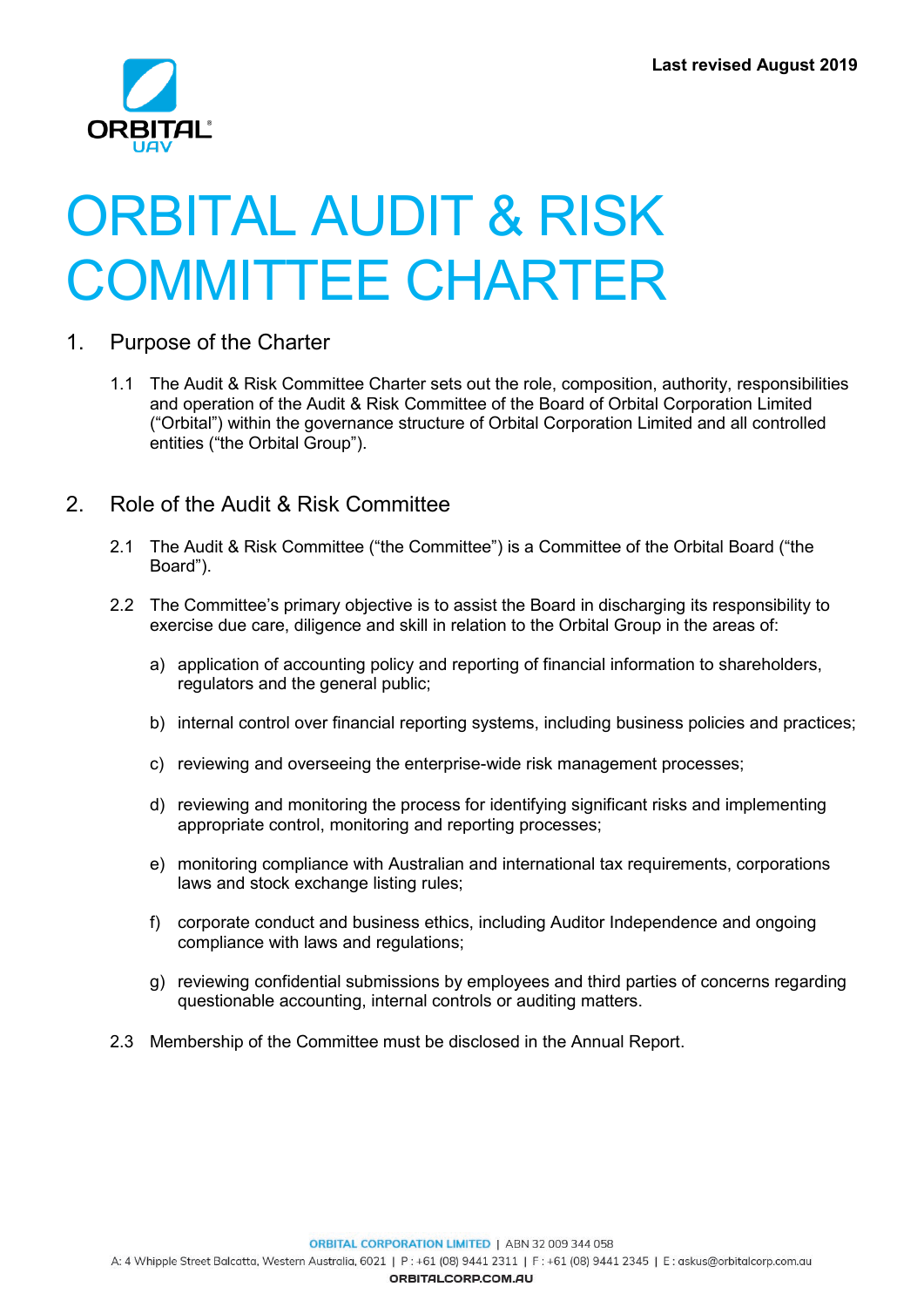Last revised August 2019

# ORBITAL AUDIT & RISK COMMITTEE CHARTER

## 1. Purpose of the Charter

1.1 The Audit & Risk Committee Charter sets out the role, composition, authority, responsibilities and operation of the Audit & Risk Committee of the Board of Orbital Corporation Limited ("Orbital") within the governance structure of Orbital Corporation Limited and all controlled entities ("the Orbital Group").

## 2. Role of the Audit & Risk Committee

2.1 The Audit & Risk Committee ("the Committee") is a Committee of the Orbital Board ("the Board").

2.2 The Committee's primary objective is to assist the Board in discharging its responsibility to exercise due care, diligence and skill in relation to the Orbital Group in the areas of:

a) application of accounting policy and reporting of financial information to shareholders, regulators and the general public;

b) internal control over financial reporting systems, including business policies and practices;

c) reviewing and overseeing the enterprise-wide risk management processes;

d) reviewing and monitoring the process for identifying significant risks and implementing appropriate control, monitoring and reporting processes;

e) monitoring compliance with Australian and international tax requirements, corporations laws and stock exchange listing rules;

f) corporate conduct and business ethics, including Auditor Independence and ongoing compliance with laws and regulations;

g) reviewing confidential submissions by employees and third parties of concerns regarding questionable accounting, internal controls or auditing matters.

2.3 Membership of the Committee must be disclosed in the Annual Report.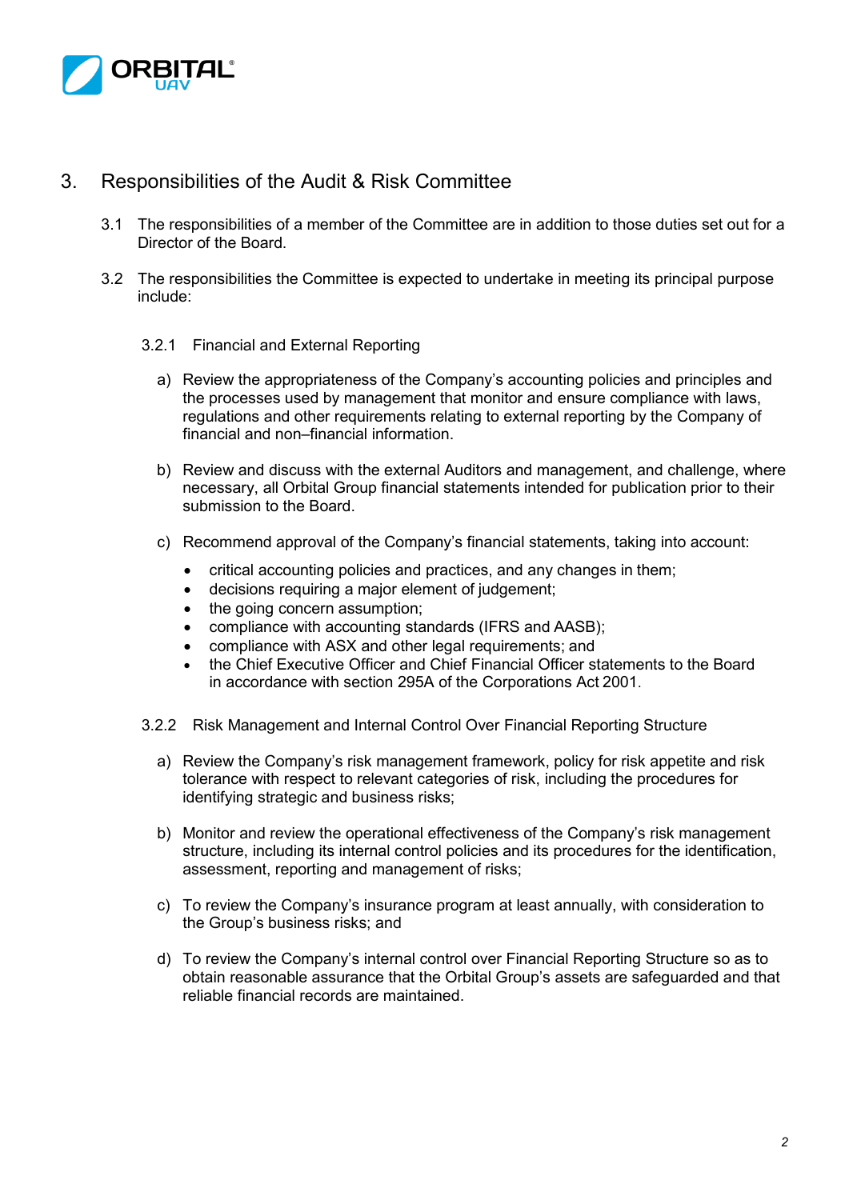## 3. Responsibilities of the Audit & Risk Committee

3.1 The responsibilities of a member of the Committee are in addition to those duties set out for a Director of the Board.

3.2 The responsibilities the Committee is expected to undertake in meeting its principal purpose include:

### 3.2.1 Financial and External Reporting

a) Review the appropriateness of the Company's accounting policies and principles and the processes used by management that monitor and ensure compliance with laws, regulations and other requirements relating to external reporting by the Company of financial and non–financial information.

b) Review and discuss with the external Auditors and management, and challenge, where necessary, all Orbital Group financial statements intended for publication prior to their submission to the Board.

c) Recommend approval of the Company's financial statements, taking into account:

- critical accounting policies and practices, and any changes in them;
- decisions requiring a major element of judgement;
- the going concern assumption;
- compliance with accounting standards (IFRS and AASB);
- compliance with ASX and other legal requirements; and
- the Chief Executive Officer and Chief Financial Officer statements to the Board in accordance with section 295A of the Corporations Act 2001.

### 3.2.2 Risk Management and Internal Control Over Financial Reporting Structure

a) Review the Company's risk management framework, policy for risk appetite and risk tolerance with respect to relevant categories of risk, including the procedures for identifying strategic and business risks;

b) Monitor and review the operational effectiveness of the Company's risk management structure, including its internal control policies and its procedures for the identification, assessment, reporting and management of risks;

c) To review the Company's insurance program at least annually, with consideration to the Group's business risks; and

d) To review the Company's internal control over Financial Reporting Structure so as to obtain reasonable assurance that the Orbital Group's assets are safeguarded and that reliable financial records are maintained.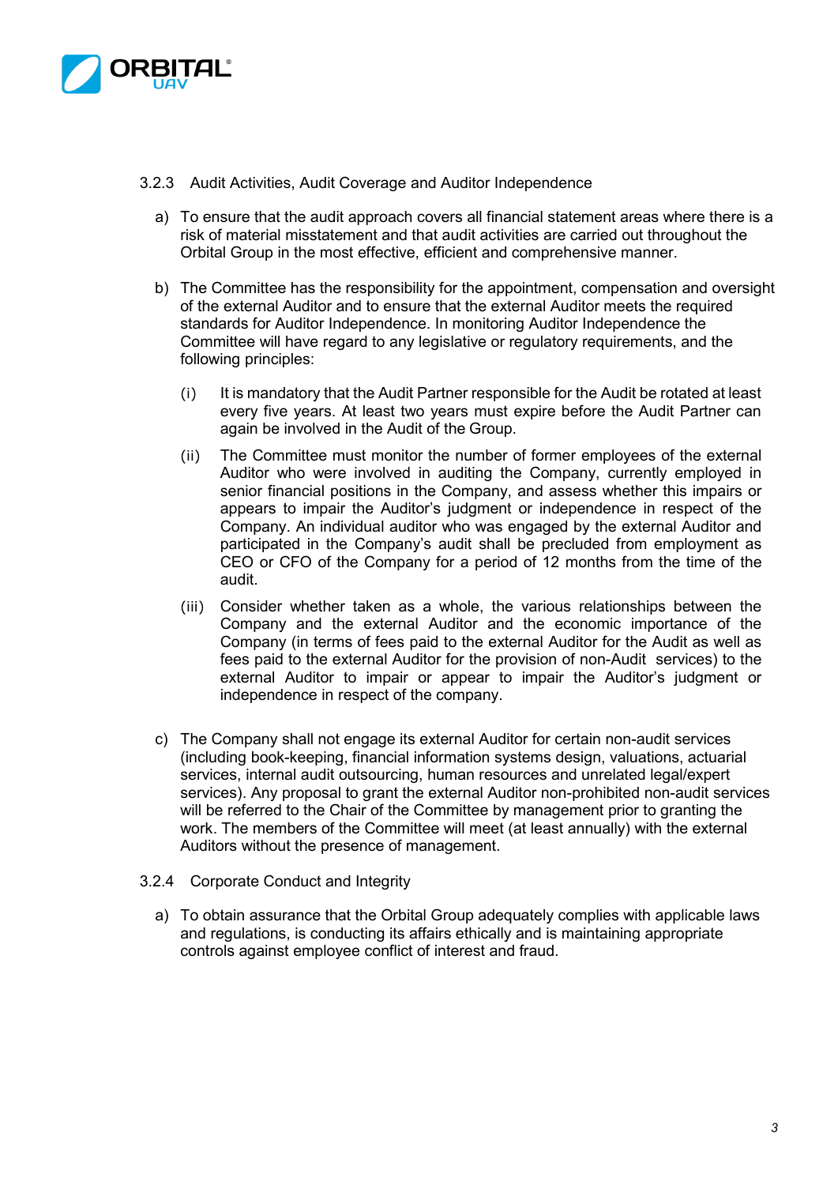### 3.2.3 Audit Activities, Audit Coverage and Auditor Independence

a) To ensure that the audit approach covers all financial statement areas where there is a risk of material misstatement and that audit activities are carried out throughout the Orbital Group in the most effective, efficient and comprehensive manner.

b) The Committee has the responsibility for the appointment, compensation and oversight of the external Auditor and to ensure that the external Auditor meets the required standards for Auditor Independence. In monitoring Auditor Independence the Committee will have regard to any legislative or regulatory requirements, and the following principles:

   (i) It is mandatory that the Audit Partner responsible for the Audit be rotated at least every five years. At least two years must expire before the Audit Partner can again be involved in the Audit of the Group.

   (ii) The Committee must monitor the number of former employees of the external Auditor who were involved in auditing the Company, currently employed in senior financial positions in the Company, and assess whether this impairs or appears to impair the Auditor's judgment or independence in respect of the Company. An individual auditor who was engaged by the external Auditor and participated in the Company's audit shall be precluded from employment as CEO or CFO of the Company for a period of 12 months from the time of the audit.

   (iii) Consider whether taken as a whole, the various relationships between the Company and the external Auditor and the economic importance of the Company (in terms of fees paid to the external Auditor for the Audit as well as fees paid to the external Auditor for the provision of non-Audit services) to the external Auditor to impair or appear to impair the Auditor's judgment or independence in respect of the company.

c) The Company shall not engage its external Auditor for certain non-audit services (including book-keeping, financial information systems design, valuations, actuarial services, internal audit outsourcing, human resources and unrelated legal/expert services). Any proposal to grant the external Auditor non-prohibited non-audit services will be referred to the Chair of the Committee by management prior to granting the work. The members of the Committee will meet (at least annually) with the external Auditors without the presence of management.

### 3.2.4 Corporate Conduct and Integrity

a) To obtain assurance that the Orbital Group adequately complies with applicable laws and regulations, is conducting its affairs ethically and is maintaining appropriate controls against employee conflict of interest and fraud.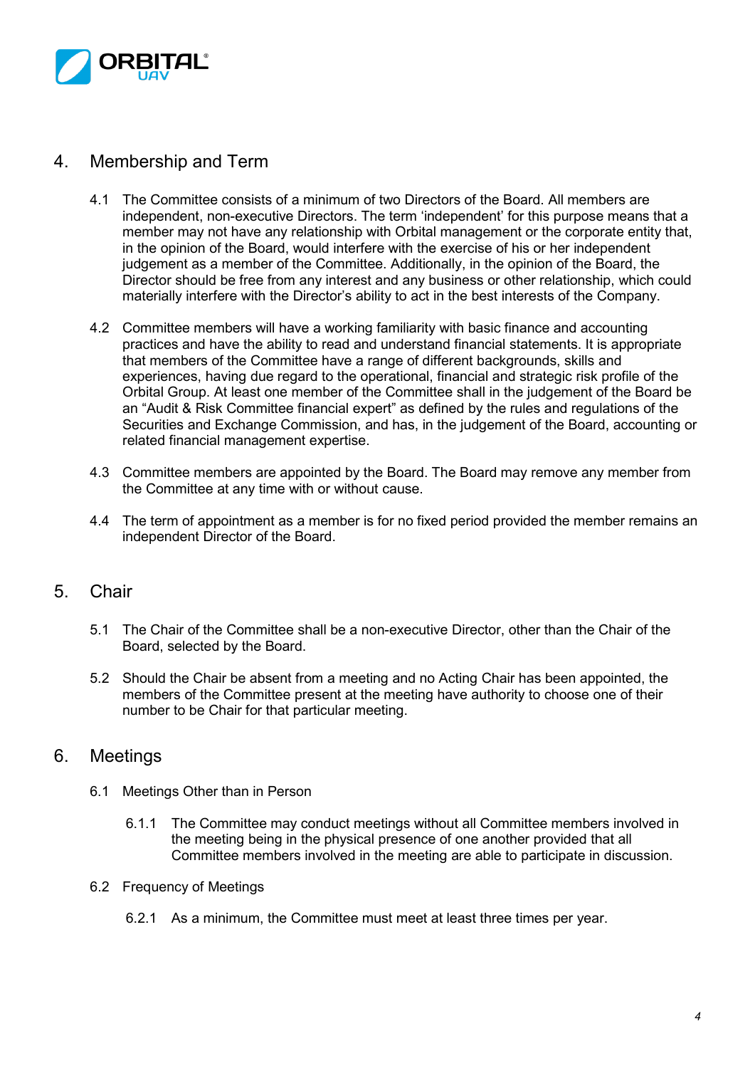## 4. Membership and Term

4.1 The Committee consists of a minimum of two Directors of the Board. All members are independent, non-executive Directors. The term 'independent' for this purpose means that a member may not have any relationship with Orbital management or the corporate entity that, in the opinion of the Board, would interfere with the exercise of his or her independent judgement as a member of the Committee. Additionally, in the opinion of the Board, the Director should be free from any interest and any business or other relationship, which could materially interfere with the Director's ability to act in the best interests of the Company.

4.2 Committee members will have a working familiarity with basic finance and accounting practices and have the ability to read and understand financial statements. It is appropriate that members of the Committee have a range of different backgrounds, skills and experiences, having due regard to the operational, financial and strategic risk profile of the Orbital Group. At least one member of the Committee shall in the judgement of the Board be an "Audit & Risk Committee financial expert" as defined by the rules and regulations of the Securities and Exchange Commission, and has, in the judgement of the Board, accounting or related financial management expertise.

4.3 Committee members are appointed by the Board. The Board may remove any member from the Committee at any time with or without cause.

4.4 The term of appointment as a member is for no fixed period provided the member remains an independent Director of the Board.

## 5. Chair

5.1 The Chair of the Committee shall be a non-executive Director, other than the Chair of the Board, selected by the Board.

5.2 Should the Chair be absent from a meeting and no Acting Chair has been appointed, the members of the Committee present at the meeting have authority to choose one of their number to be Chair for that particular meeting.

## 6. Meetings

6.1 Meetings Other than in Person

6.1.1 The Committee may conduct meetings without all Committee members involved in the meeting being in the physical presence of one another provided that all Committee members involved in the meeting are able to participate in discussion.

6.2 Frequency of Meetings

6.2.1 As a minimum, the Committee must meet at least three times per year.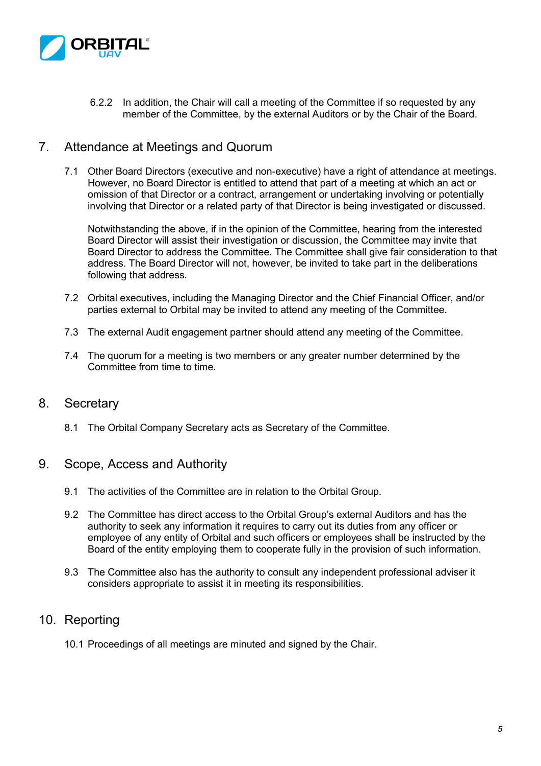6.2.2 In addition, the Chair will call a meeting of the Committee if so requested by any member of the Committee, by the external Auditors or by the Chair of the Board.

## 7. Attendance at Meetings and Quorum

7.1 Other Board Directors (executive and non-executive) have a right of attendance at meetings. However, no Board Director is entitled to attend that part of a meeting at which an act or omission of that Director or a contract, arrangement or undertaking involving or potentially involving that Director or a related party of that Director is being investigated or discussed.

Notwithstanding the above, if in the opinion of the Committee, hearing from the interested Board Director will assist their investigation or discussion, the Committee may invite that Board Director to address the Committee. The Committee shall give fair consideration to that address. The Board Director will not, however, be invited to take part in the deliberations following that address.

7.2 Orbital executives, including the Managing Director and the Chief Financial Officer, and/or parties external to Orbital may be invited to attend any meeting of the Committee.

7.3 The external Audit engagement partner should attend any meeting of the Committee.

7.4 The quorum for a meeting is two members or any greater number determined by the Committee from time to time.

## 8. Secretary

8.1 The Orbital Company Secretary acts as Secretary of the Committee.

## 9. Scope, Access and Authority

9.1 The activities of the Committee are in relation to the Orbital Group.

9.2 The Committee has direct access to the Orbital Group's external Auditors and has the authority to seek any information it requires to carry out its duties from any officer or employee of any entity of Orbital and such officers or employees shall be instructed by the Board of the entity employing them to cooperate fully in the provision of such information.

9.3 The Committee also has the authority to consult any independent professional adviser it considers appropriate to assist it in meeting its responsibilities.

## 10. Reporting

10.1 Proceedings of all meetings are minuted and signed by the Chair.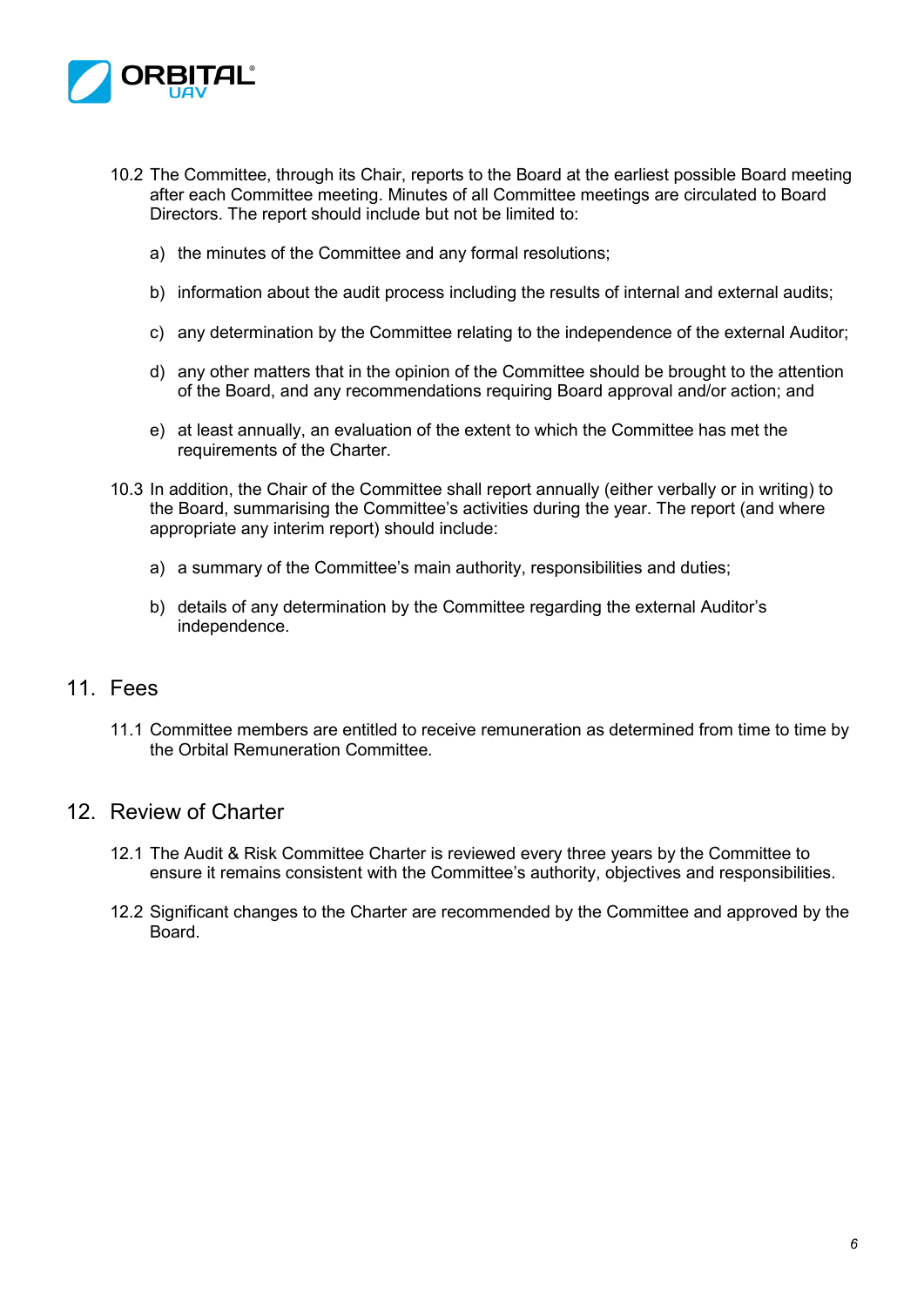10.2 The Committee, through its Chair, reports to the Board at the earliest possible Board meeting after each Committee meeting. Minutes of all Committee meetings are circulated to Board Directors. The report should include but not be limited to:

a) the minutes of the Committee and any formal resolutions;

b) information about the audit process including the results of internal and external audits;

c) any determination by the Committee relating to the independence of the external Auditor;

d) any other matters that in the opinion of the Committee should be brought to the attention of the Board, and any recommendations requiring Board approval and/or action; and

e) at least annually, an evaluation of the extent to which the Committee has met the requirements of the Charter.

10.3 In addition, the Chair of the Committee shall report annually (either verbally or in writing) to the Board, summarising the Committee's activities during the year. The report (and where appropriate any interim report) should include:

a) a summary of the Committee's main authority, responsibilities and duties;

b) details of any determination by the Committee regarding the external Auditor's independence.

## 11. Fees

11.1 Committee members are entitled to receive remuneration as determined from time to time by the Orbital Remuneration Committee.

## 12. Review of Charter

12.1 The Audit & Risk Committee Charter is reviewed every three years by the Committee to ensure it remains consistent with the Committee's authority, objectives and responsibilities.

12.2 Significant changes to the Charter are recommended by the Committee and approved by the Board.